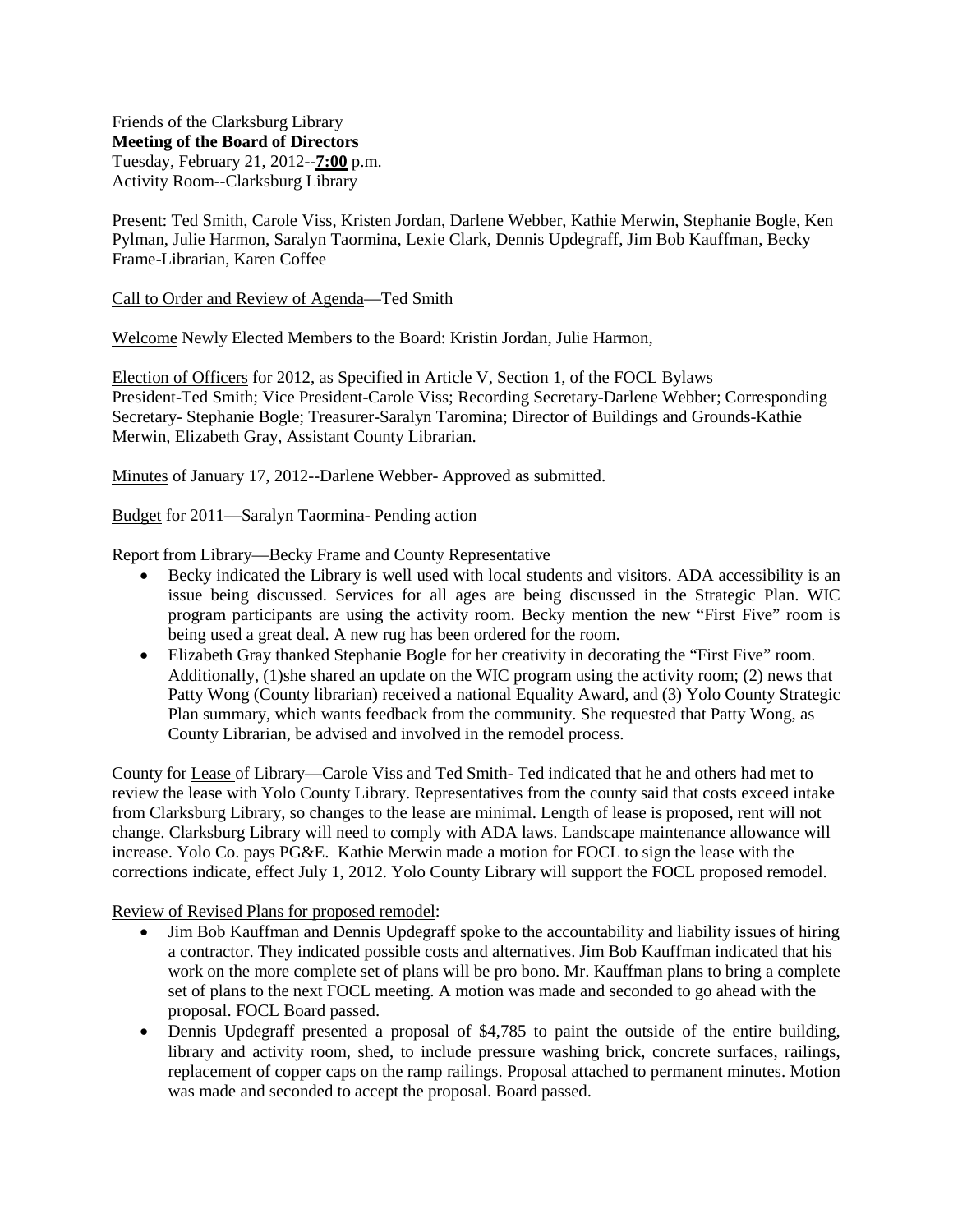Friends of the Clarksburg Library
**Meeting of the Board of Directors**
Tuesday, February 21, 2012--**7:00** p.m.
Activity Room--Clarksburg Library

Present: Ted Smith, Carole Viss, Kristen Jordan, Darlene Webber, Kathie Merwin, Stephanie Bogle, Ken Pylman, Julie Harmon, Saralyn Taormina, Lexie Clark, Dennis Updegraff, Jim Bob Kauffman, Becky Frame-Librarian, Karen Coffee

Call to Order and Review of Agenda—Ted Smith

Welcome Newly Elected Members to the Board: Kristin Jordan, Julie Harmon,

Election of Officers for 2012, as Specified in Article V, Section 1, of the FOCL Bylaws
President-Ted Smith; Vice President-Carole Viss; Recording Secretary-Darlene Webber; Corresponding Secretary- Stephanie Bogle; Treasurer-Saralyn Taromina; Director of Buildings and Grounds-Kathie Merwin, Elizabeth Gray, Assistant County Librarian.

Minutes of January 17, 2012--Darlene Webber- Approved as submitted.

Budget for 2011—Saralyn Taormina- Pending action

Report from Library—Becky Frame and County Representative

- Becky indicated the Library is well used with local students and visitors. ADA accessibility is an issue being discussed. Services for all ages are being discussed in the Strategic Plan. WIC program participants are using the activity room. Becky mention the new "First Five" room is being used a great deal. A new rug has been ordered for the room.
- Elizabeth Gray thanked Stephanie Bogle for her creativity in decorating the "First Five" room. Additionally, (1)she shared an update on the WIC program using the activity room; (2) news that Patty Wong (County librarian) received a national Equality Award, and (3) Yolo County Strategic Plan summary, which wants feedback from the community. She requested that Patty Wong, as County Librarian, be advised and involved in the remodel process.

County for Lease of Library—Carole Viss and Ted Smith- Ted indicated that he and others had met to review the lease with Yolo County Library. Representatives from the county said that costs exceed intake from Clarksburg Library, so changes to the lease are minimal. Length of lease is proposed, rent will not change. Clarksburg Library will need to comply with ADA laws. Landscape maintenance allowance will increase. Yolo Co. pays PG&E. Kathie Merwin made a motion for FOCL to sign the lease with the corrections indicate, effect July 1, 2012. Yolo County Library will support the FOCL proposed remodel.

Review of Revised Plans for proposed remodel:

- Jim Bob Kauffman and Dennis Updegraff spoke to the accountability and liability issues of hiring a contractor. They indicated possible costs and alternatives. Jim Bob Kauffman indicated that his work on the more complete set of plans will be pro bono. Mr. Kauffman plans to bring a complete set of plans to the next FOCL meeting. A motion was made and seconded to go ahead with the proposal. FOCL Board passed.
- Dennis Updegraff presented a proposal of $4,785 to paint the outside of the entire building, library and activity room, shed, to include pressure washing brick, concrete surfaces, railings, replacement of copper caps on the ramp railings. Proposal attached to permanent minutes. Motion was made and seconded to accept the proposal. Board passed.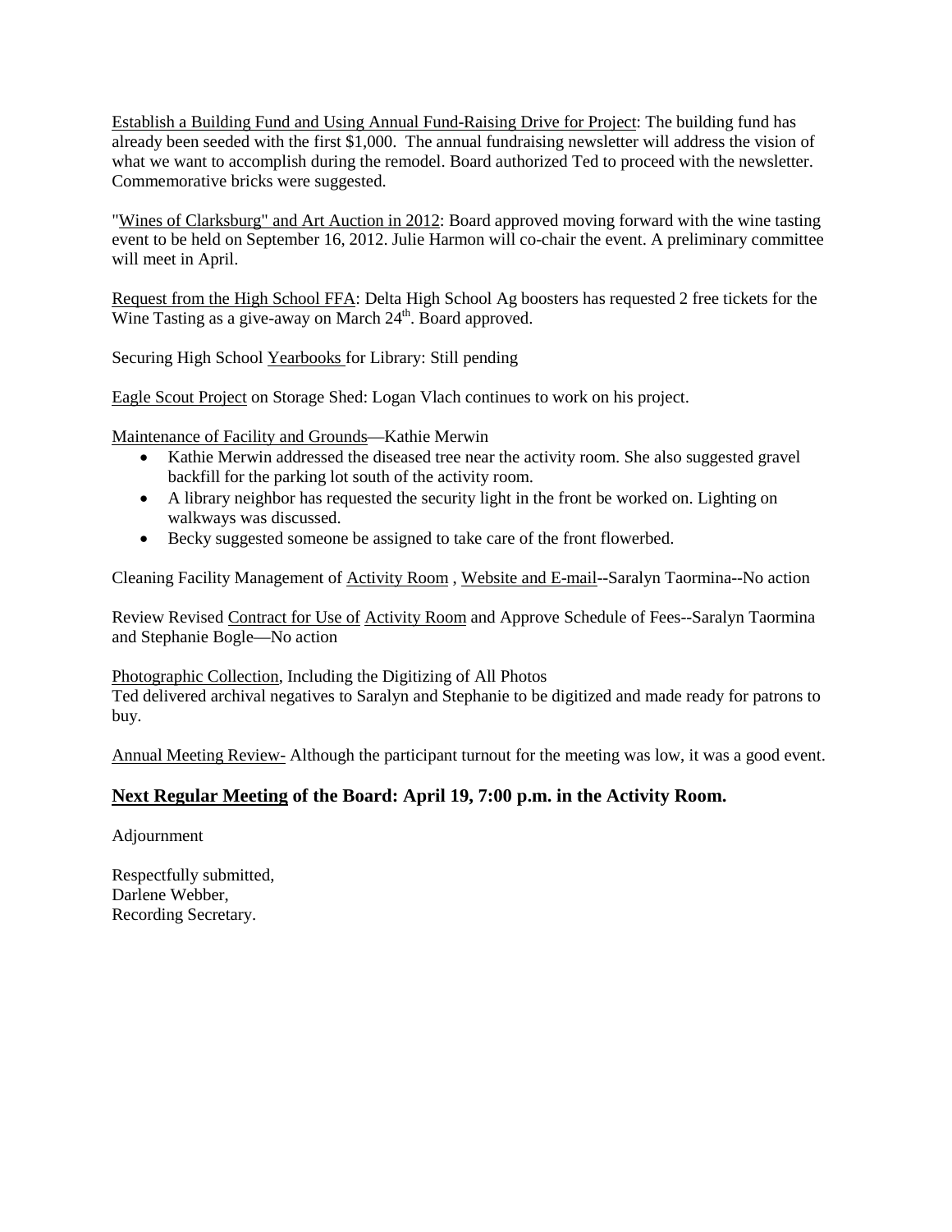Establish a Building Fund and Using Annual Fund-Raising Drive for Project: The building fund has already been seeded with the first $1,000. The annual fundraising newsletter will address the vision of what we want to accomplish during the remodel. Board authorized Ted to proceed with the newsletter. Commemorative bricks were suggested.

"Wines of Clarksburg" and Art Auction in 2012: Board approved moving forward with the wine tasting event to be held on September 16, 2012. Julie Harmon will co-chair the event. A preliminary committee will meet in April.

Request from the High School FFA: Delta High School Ag boosters has requested 2 free tickets for the Wine Tasting as a give-away on March 24th. Board approved.

Securing High School Yearbooks for Library: Still pending

Eagle Scout Project on Storage Shed: Logan Vlach continues to work on his project.

Maintenance of Facility and Grounds—Kathie Merwin

- Kathie Merwin addressed the diseased tree near the activity room. She also suggested gravel backfill for the parking lot south of the activity room.
- A library neighbor has requested the security light in the front be worked on. Lighting on walkways was discussed.
- Becky suggested someone be assigned to take care of the front flowerbed.

Cleaning Facility Management of Activity Room , Website and E-mail--Saralyn Taormina--No action

Review Revised Contract for Use of Activity Room and Approve Schedule of Fees--Saralyn Taormina and Stephanie Bogle—No action

Photographic Collection, Including the Digitizing of All Photos
Ted delivered archival negatives to Saralyn and Stephanie to be digitized and made ready for patrons to buy.

Annual Meeting Review- Although the participant turnout for the meeting was low, it was a good event.

## Next Regular Meeting of the Board: April 19, 7:00 p.m. in the Activity Room.

Adjournment

Respectfully submitted,
Darlene Webber,
Recording Secretary.